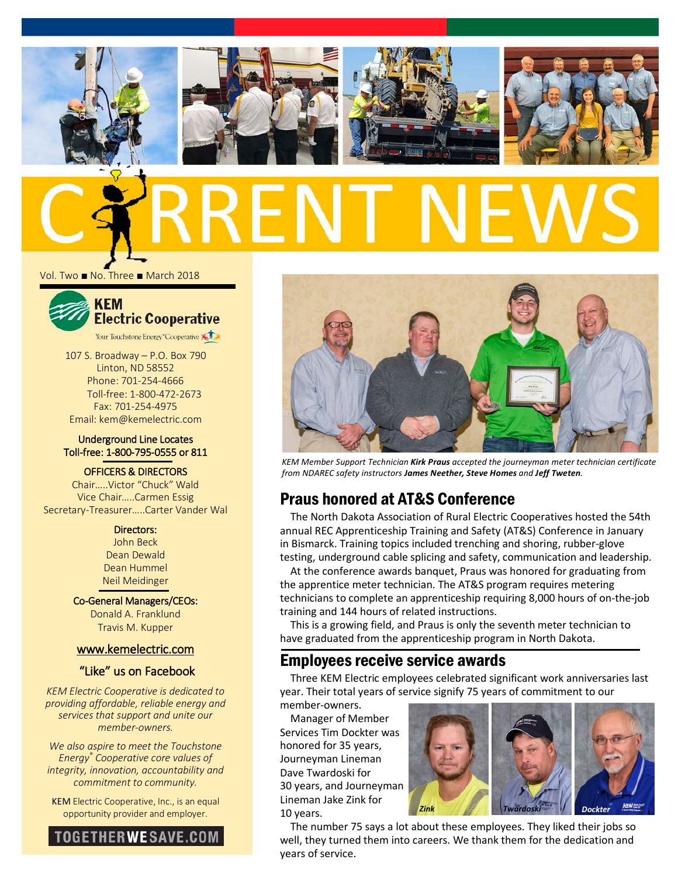# CURRENT NEWS

Vol. Two ■ No. Three ■ March 2018

**KEM Electric Cooperative**

Your Touchstone Energy® Cooperative

107 S. Broadway – P.O. Box 790
Linton, ND 58552
Phone: 701-254-4666
Toll-free: 1-800-472-2673
Fax: 701-254-4975
Email: kem@kemelectric.com

Underground Line Locates
Toll-free: 1-800-795-0555 or 811

OFFICERS & DIRECTORS

Chair.....Victor "Chuck" Wald
Vice Chair.....Carmen Essig
Secretary-Treasurer.....Carter Vander Wal

Directors:
John Beck
Dean Dewald
Dean Hummel
Neil Meidinger

Co-General Managers/CEOs:
Donald A. Franklund
Travis M. Kupper

www.kemelectric.com

"Like" us on Facebook

*KEM Electric Cooperative is dedicated to providing affordable, reliable energy and services that support and unite our member-owners.*

*We also aspire to meet the Touchstone Energy® Cooperative core values of integrity, innovation, accountability and commitment to community.*

KEM Electric Cooperative, Inc., is an equal opportunity provider and employer.

TOGETHERWESAVE.COM

*KEM Member Support Technician **Kirk Praus** accepted the journeyman meter technician certificate from NDAREC safety instructors **James Neether, Steve Homes** and **Jeff Tweten**.*

## Praus honored at AT&S Conference

The North Dakota Association of Rural Electric Cooperatives hosted the 54th annual REC Apprenticeship Training and Safety (AT&S) Conference in January in Bismarck. Training topics included trenching and shoring, rubber-glove testing, underground cable splicing and safety, communication and leadership.

At the conference awards banquet, Praus was honored for graduating from the apprentice meter technician. The AT&S program requires metering technicians to complete an apprenticeship requiring 8,000 hours of on-the-job training and 144 hours of related instructions.

This is a growing field, and Praus is only the seventh meter technician to have graduated from the apprenticeship program in North Dakota.

## Employees receive service awards

Three KEM Electric employees celebrated significant work anniversaries last year. Their total years of service signify 75 years of commitment to our member-owners.

Manager of Member Services Tim Dockter was honored for 35 years, Journeyman Lineman Dave Twardoski for 30 years, and Journeyman Lineman Jake Zink for 10 years.

*Zink* *Twardoski* *Dockter*

The number 75 says a lot about these employees. They liked their jobs so well, they turned them into careers. We thank them for the dedication and years of service.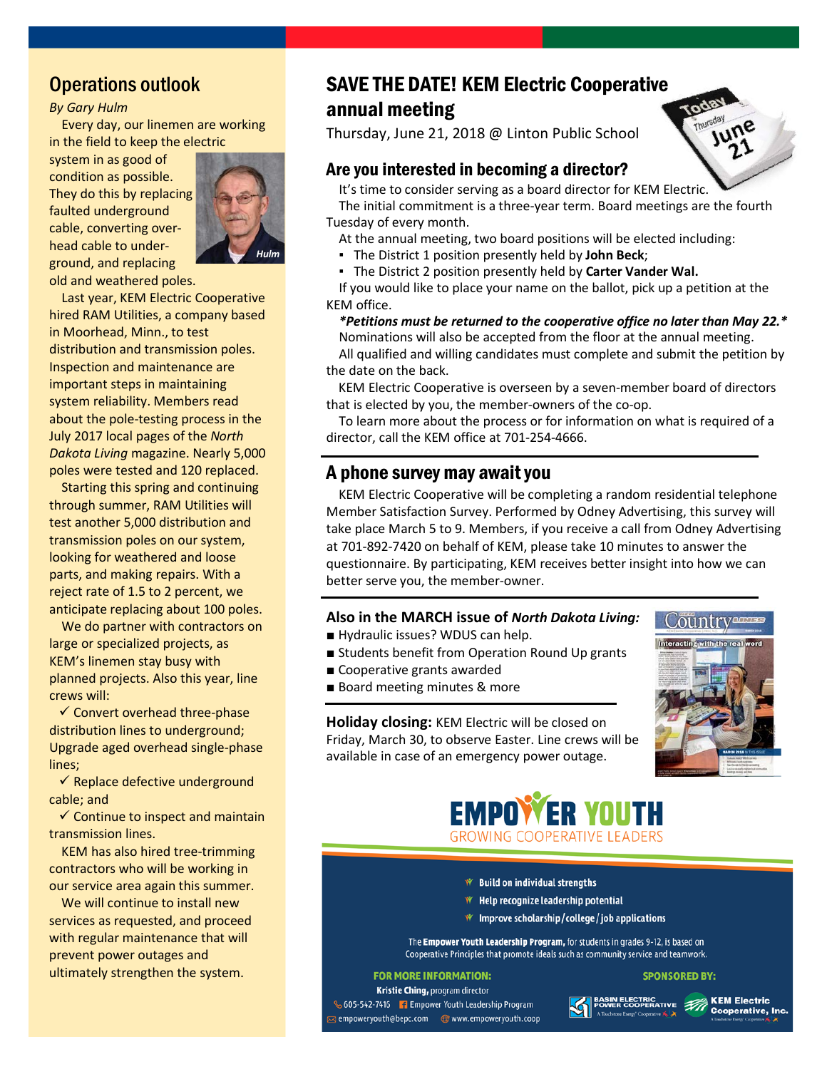## Operations outlook

*By Gary Hulm*

Every day, our linemen are working in the field to keep the electric system in as good of condition as possible. They do this by replacing faulted underground cable, converting overhead cable to underground, and replacing old and weathered poles.

Hulm

Last year, KEM Electric Cooperative hired RAM Utilities, a company based in Moorhead, Minn., to test distribution and transmission poles. Inspection and maintenance are important steps in maintaining system reliability. Members read about the pole-testing process in the July 2017 local pages of the *North Dakota Living* magazine. Nearly 5,000 poles were tested and 120 replaced.

Starting this spring and continuing through summer, RAM Utilities will test another 5,000 distribution and transmission poles on our system, looking for weathered and loose parts, and making repairs. With a reject rate of 1.5 to 2 percent, we anticipate replacing about 100 poles.

We do partner with contractors on large or specialized projects, as KEM's linemen stay busy with planned projects. Also this year, line crews will:

✓ Convert overhead three-phase distribution lines to underground; Upgrade aged overhead single-phase lines;

✓ Replace defective underground cable; and

✓ Continue to inspect and maintain transmission lines.

KEM has also hired tree-trimming contractors who will be working in our service area again this summer.

We will continue to install new services as requested, and proceed with regular maintenance that will prevent power outages and ultimately strengthen the system.

## SAVE THE DATE! KEM Electric Cooperative annual meeting

Thursday, June 21, 2018 @ Linton Public School

### Are you interested in becoming a director?

It's time to consider serving as a board director for KEM Electric.

The initial commitment is a three-year term. Board meetings are the fourth Tuesday of every month.

At the annual meeting, two board positions will be elected including:

- The District 1 position presently held by **John Beck**;
- The District 2 position presently held by **Carter Vander Wal.**

If you would like to place your name on the ballot, pick up a petition at the KEM office.

***Petitions must be returned to the cooperative office no later than May 22.***

Nominations will also be accepted from the floor at the annual meeting.

All qualified and willing candidates must complete and submit the petition by the date on the back.

KEM Electric Cooperative is overseen by a seven-member board of directors that is elected by you, the member-owners of the co-op.

To learn more about the process or for information on what is required of a director, call the KEM office at 701-254-4666.

## A phone survey may await you

KEM Electric Cooperative will be completing a random residential telephone Member Satisfaction Survey. Performed by Odney Advertising, this survey will take place March 5 to 9. Members, if you receive a call from Odney Advertising at 701-892-7420 on behalf of KEM, please take 10 minutes to answer the questionnaire. By participating, KEM receives better insight into how we can better serve you, the member-owner.

### Also in the MARCH issue of *North Dakota Living:*

- Hydraulic issues? WDUS can help.
- Students benefit from Operation Round Up grants
- Cooperative grants awarded
- Board meeting minutes & more

**Holiday closing:** KEM Electric will be closed on Friday, March 30, to observe Easter. Line crews will be available in case of an emergency power outage.

## EMPOWER YOUTH

GROWING COOPERATIVE LEADERS

- Build on individual strengths
- Help recognize leadership potential
- Improve scholarship/college/job applications

The **Empower Youth Leadership Program,** for students in grades 9-12, is based on Cooperative Principles that promote ideals such as community service and teamwork.

**FOR MORE INFORMATION:**

**Kristie Ching,** program director

605-542-7416 Empower Youth Leadership Program

empoweryouth@bepc.com www.empoweryouth.coop

**SPONSORED BY:**

Basin Electric Power Cooperative — KEM Electric Cooperative, Inc.